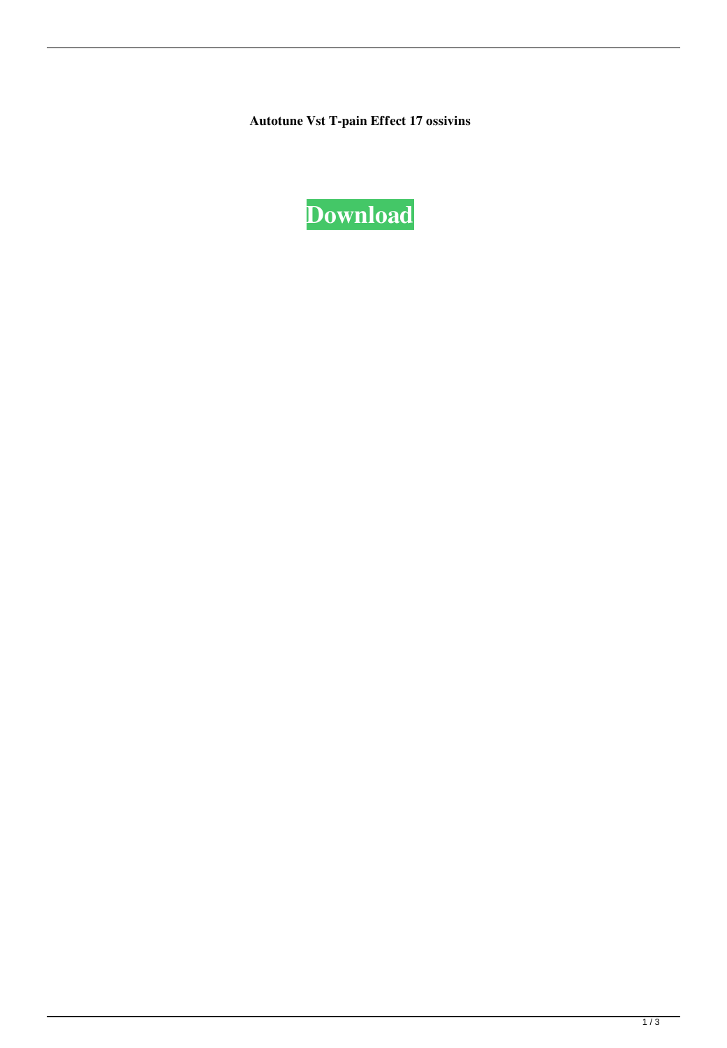**Autotune Vst T-pain Effect 17 ossivins**

**Download**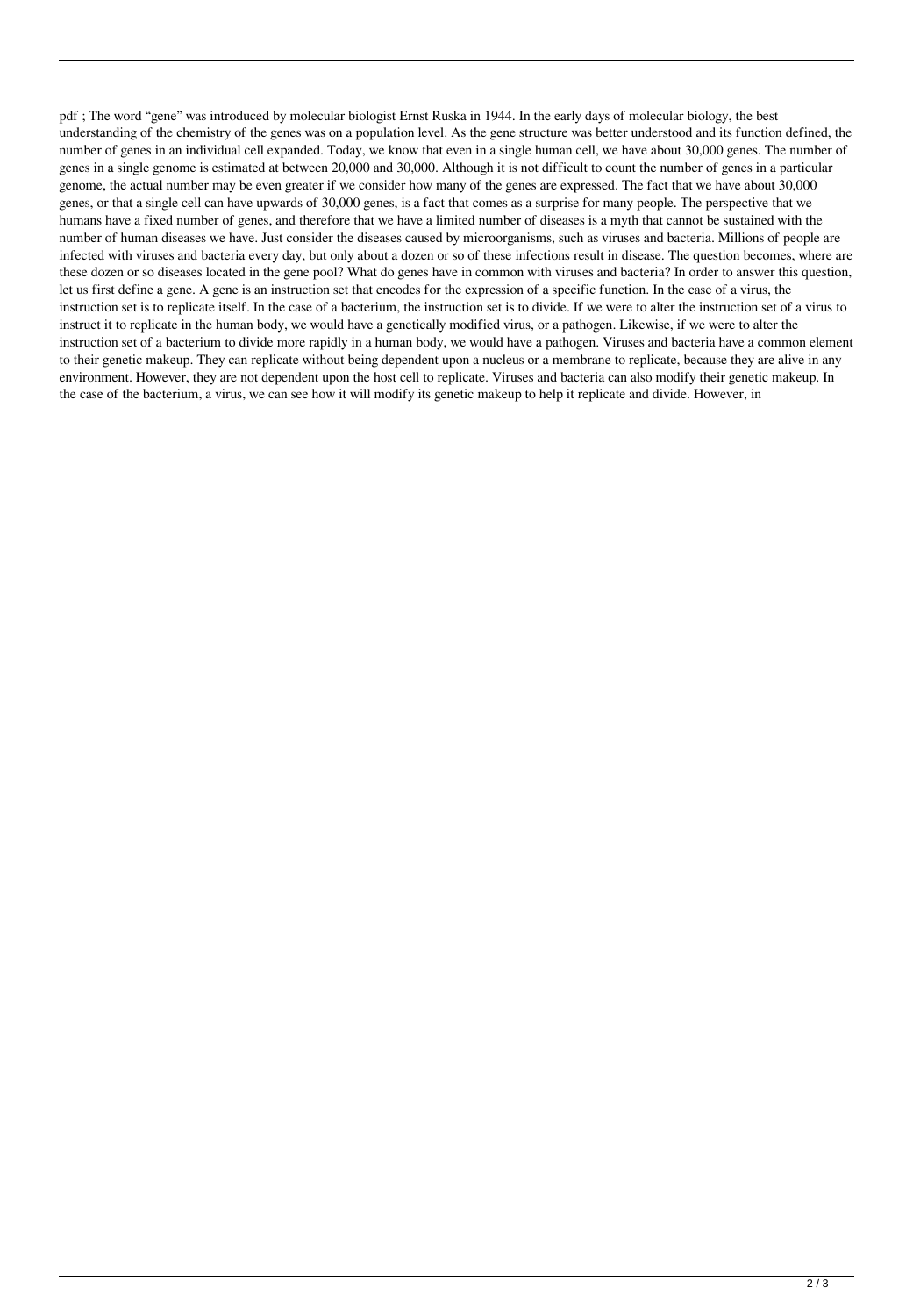pdf ; The word "gene" was introduced by molecular biologist Ernst Ruska in 1944. In the early days of molecular biology, the best understanding of the chemistry of the genes was on a population level. As the gene structure was better understood and its function defined, the number of genes in an individual cell expanded. Today, we know that even in a single human cell, we have about 30,000 genes. The number of genes in a single genome is estimated at between 20,000 and 30,000. Although it is not difficult to count the number of genes in a particular genome, the actual number may be even greater if we consider how many of the genes are expressed. The fact that we have about 30,000 genes, or that a single cell can have upwards of 30,000 genes, is a fact that comes as a surprise for many people. The perspective that we humans have a fixed number of genes, and therefore that we have a limited number of diseases is a myth that cannot be sustained with the number of human diseases we have. Just consider the diseases caused by microorganisms, such as viruses and bacteria. Millions of people are infected with viruses and bacteria every day, but only about a dozen or so of these infections result in disease. The question becomes, where are these dozen or so diseases located in the gene pool? What do genes have in common with viruses and bacteria? In order to answer this question, let us first define a gene. A gene is an instruction set that encodes for the expression of a specific function. In the case of a virus, the instruction set is to replicate itself. In the case of a bacterium, the instruction set is to divide. If we were to alter the instruction set of a virus to instruct it to replicate in the human body, we would have a genetically modified virus, or a pathogen. Likewise, if we were to alter the instruction set of a bacterium to divide more rapidly in a human body, we would have a pathogen. Viruses and bacteria have a common element to their genetic makeup. They can replicate without being dependent upon a nucleus or a membrane to replicate, because they are alive in any environment. However, they are not dependent upon the host cell to replicate. Viruses and bacteria can also modify their genetic makeup. In the case of the bacterium, a virus, we can see how it will modify its genetic makeup to help it replicate and divide. However, in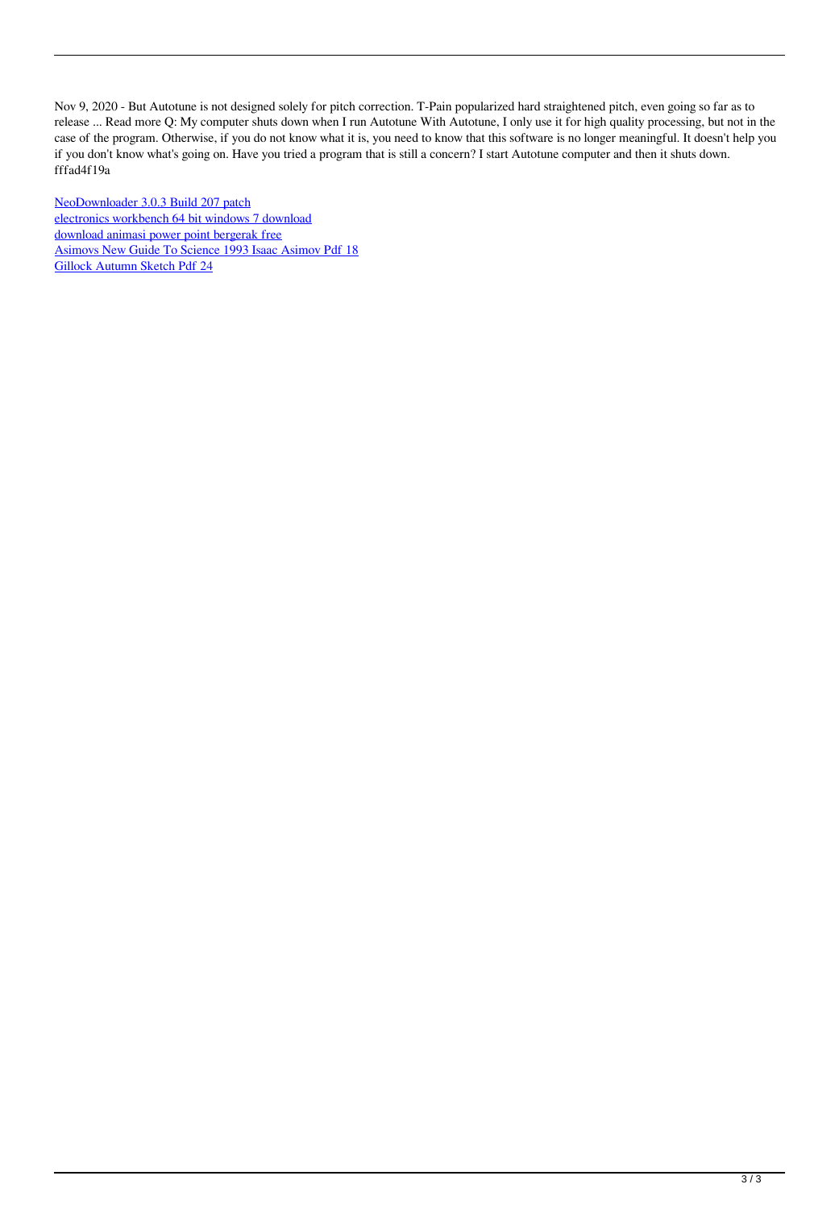Nov 9, 2020 - But Autotune is not designed solely for pitch correction. T-Pain popularized hard straightened pitch, even going so far as to release ... Read more Q: My computer shuts down when I run Autotune With Autotune, I only use it for high quality processing, but not in the case of the program. Otherwise, if you do not know what it is, you need to know that this software is no longer meaningful. It doesn't help you if you don't know what's going on. Have you tried a program that is still a concern? I start Autotune computer and then it shuts down.
fffad4f19a

NeoDownloader 3.0.3 Build 207 patch
electronics workbench 64 bit windows 7 download
download animasi power point bergerak free
Asimovs New Guide To Science 1993 Isaac Asimov Pdf 18
Gillock Autumn Sketch Pdf 24